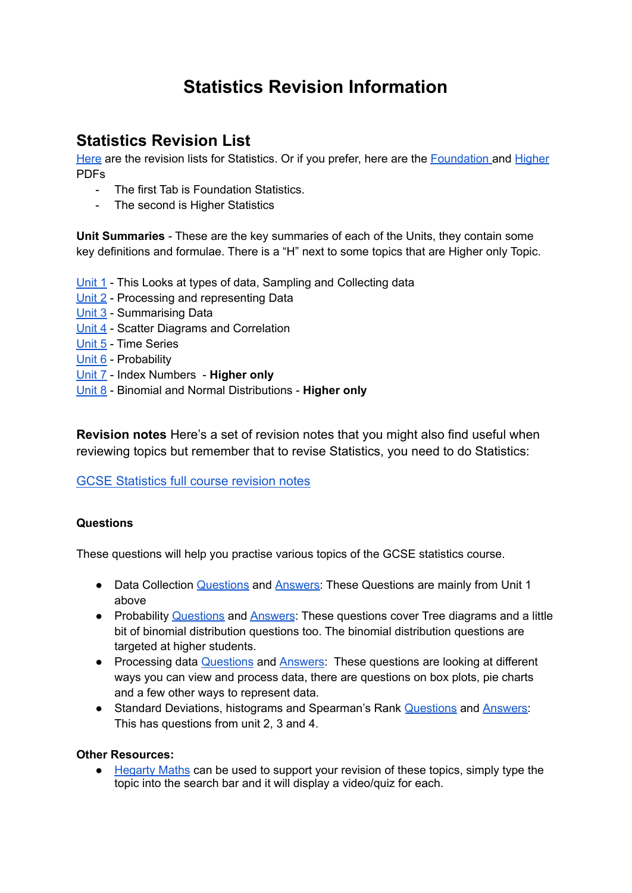# Statistics Revision Information

## Statistics Revision List

Here are the revision lists for Statistics. Or if you prefer, here are the Foundation and Higher PDFs

- The first Tab is Foundation Statistics.
- The second is Higher Statistics

**Unit Summaries** - These are the key summaries of each of the Units, they contain some key definitions and formulae. There is a "H" next to some topics that are Higher only Topic.

Unit 1 - This Looks at types of data, Sampling and Collecting data
Unit 2 - Processing and representing Data
Unit 3 - Summarising Data
Unit 4 - Scatter Diagrams and Correlation
Unit 5 - Time Series
Unit 6 - Probability
Unit 7 - Index Numbers - **Higher only**
Unit 8 - Binomial and Normal Distributions - **Higher only**

**Revision notes** Here's a set of revision notes that you might also find useful when reviewing topics but remember that to revise Statistics, you need to do Statistics:

GCSE Statistics full course revision notes

#### Questions

These questions will help you practise various topics of the GCSE statistics course.

- Data Collection Questions and Answers: These Questions are mainly from Unit 1 above
- Probability Questions and Answers: These questions cover Tree diagrams and a little bit of binomial distribution questions too. The binomial distribution questions are targeted at higher students.
- Processing data Questions and Answers: These questions are looking at different ways you can view and process data, there are questions on box plots, pie charts and a few other ways to represent data.
- Standard Deviations, histograms and Spearman's Rank Questions and Answers: This has questions from unit 2, 3 and 4.

**Other Resources:**

- Hegarty Maths can be used to support your revision of these topics, simply type the topic into the search bar and it will display a video/quiz for each.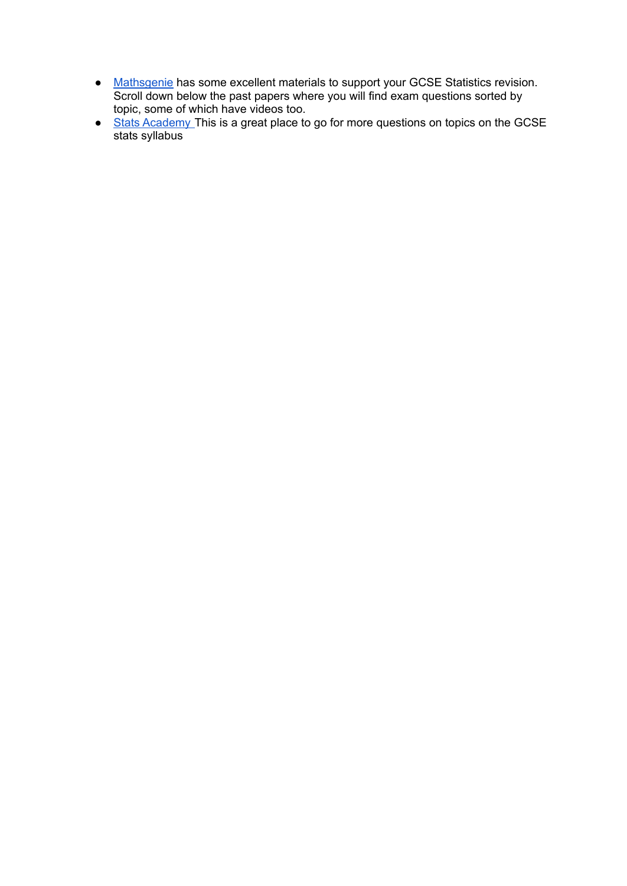- Mathsgenie has some excellent materials to support your GCSE Statistics revision. Scroll down below the past papers where you will find exam questions sorted by topic, some of which have videos too.
- Stats Academy This is a great place to go for more questions on topics on the GCSE stats syllabus